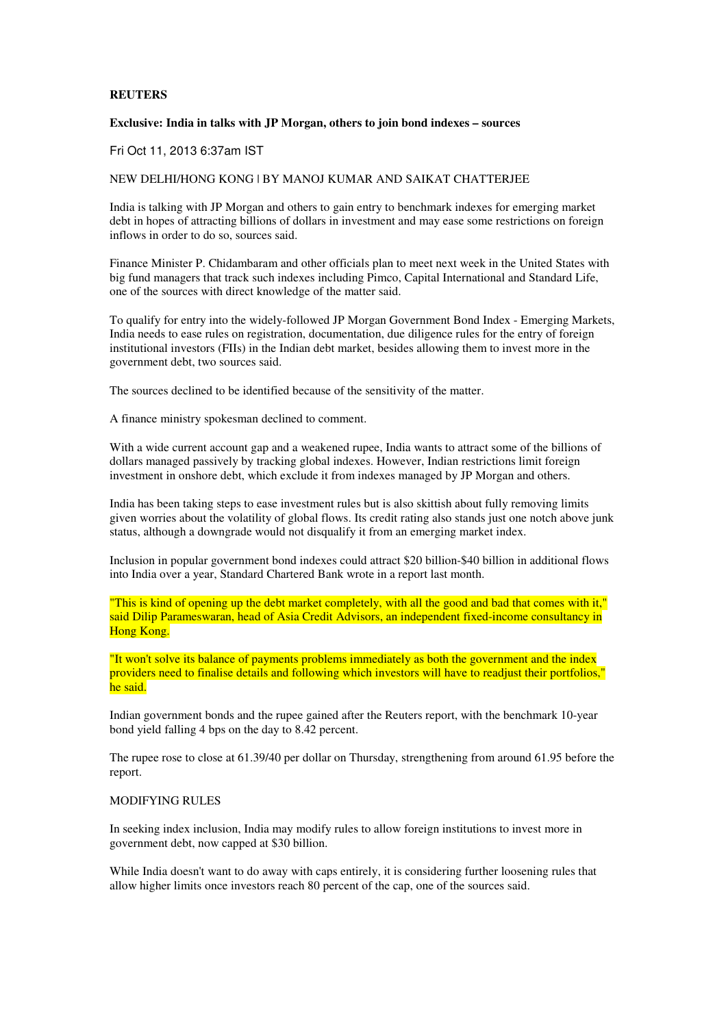**REUTERS**

**Exclusive: India in talks with JP Morgan, others to join bond indexes – sources**

Fri Oct 11, 2013 6:37am IST

NEW DELHI/HONG KONG | BY MANOJ KUMAR AND SAIKAT CHATTERJEE

India is talking with JP Morgan and others to gain entry to benchmark indexes for emerging market debt in hopes of attracting billions of dollars in investment and may ease some restrictions on foreign inflows in order to do so, sources said.

Finance Minister P. Chidambaram and other officials plan to meet next week in the United States with big fund managers that track such indexes including Pimco, Capital International and Standard Life, one of the sources with direct knowledge of the matter said.

To qualify for entry into the widely-followed JP Morgan Government Bond Index - Emerging Markets, India needs to ease rules on registration, documentation, due diligence rules for the entry of foreign institutional investors (FIIs) in the Indian debt market, besides allowing them to invest more in the government debt, two sources said.

The sources declined to be identified because of the sensitivity of the matter.

A finance ministry spokesman declined to comment.

With a wide current account gap and a weakened rupee, India wants to attract some of the billions of dollars managed passively by tracking global indexes. However, Indian restrictions limit foreign investment in onshore debt, which exclude it from indexes managed by JP Morgan and others.

India has been taking steps to ease investment rules but is also skittish about fully removing limits given worries about the volatility of global flows. Its credit rating also stands just one notch above junk status, although a downgrade would not disqualify it from an emerging market index.

Inclusion in popular government bond indexes could attract $20 billion-$40 billion in additional flows into India over a year, Standard Chartered Bank wrote in a report last month.

"This is kind of opening up the debt market completely, with all the good and bad that comes with it," said Dilip Parameswaran, head of Asia Credit Advisors, an independent fixed-income consultancy in Hong Kong.

"It won't solve its balance of payments problems immediately as both the government and the index providers need to finalise details and following which investors will have to readjust their portfolios," he said.

Indian government bonds and the rupee gained after the Reuters report, with the benchmark 10-year bond yield falling 4 bps on the day to 8.42 percent.

The rupee rose to close at 61.39/40 per dollar on Thursday, strengthening from around 61.95 before the report.

MODIFYING RULES

In seeking index inclusion, India may modify rules to allow foreign institutions to invest more in government debt, now capped at $30 billion.

While India doesn't want to do away with caps entirely, it is considering further loosening rules that allow higher limits once investors reach 80 percent of the cap, one of the sources said.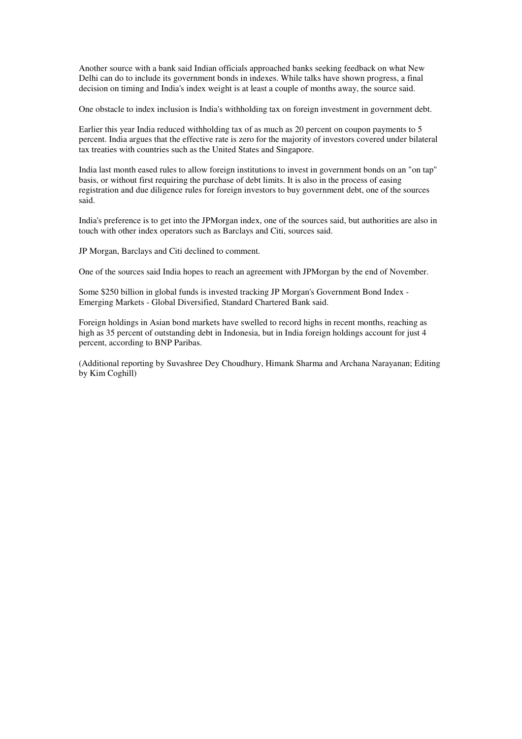Another source with a bank said Indian officials approached banks seeking feedback on what New Delhi can do to include its government bonds in indexes. While talks have shown progress, a final decision on timing and India's index weight is at least a couple of months away, the source said.

One obstacle to index inclusion is India's withholding tax on foreign investment in government debt.

Earlier this year India reduced withholding tax of as much as 20 percent on coupon payments to 5 percent. India argues that the effective rate is zero for the majority of investors covered under bilateral tax treaties with countries such as the United States and Singapore.

India last month eased rules to allow foreign institutions to invest in government bonds on an "on tap" basis, or without first requiring the purchase of debt limits. It is also in the process of easing registration and due diligence rules for foreign investors to buy government debt, one of the sources said.

India's preference is to get into the JPMorgan index, one of the sources said, but authorities are also in touch with other index operators such as Barclays and Citi, sources said.

JP Morgan, Barclays and Citi declined to comment.

One of the sources said India hopes to reach an agreement with JPMorgan by the end of November.

Some $250 billion in global funds is invested tracking JP Morgan's Government Bond Index - Emerging Markets - Global Diversified, Standard Chartered Bank said.

Foreign holdings in Asian bond markets have swelled to record highs in recent months, reaching as high as 35 percent of outstanding debt in Indonesia, but in India foreign holdings account for just 4 percent, according to BNP Paribas.

(Additional reporting by Suvashree Dey Choudhury, Himank Sharma and Archana Narayanan; Editing by Kim Coghill)